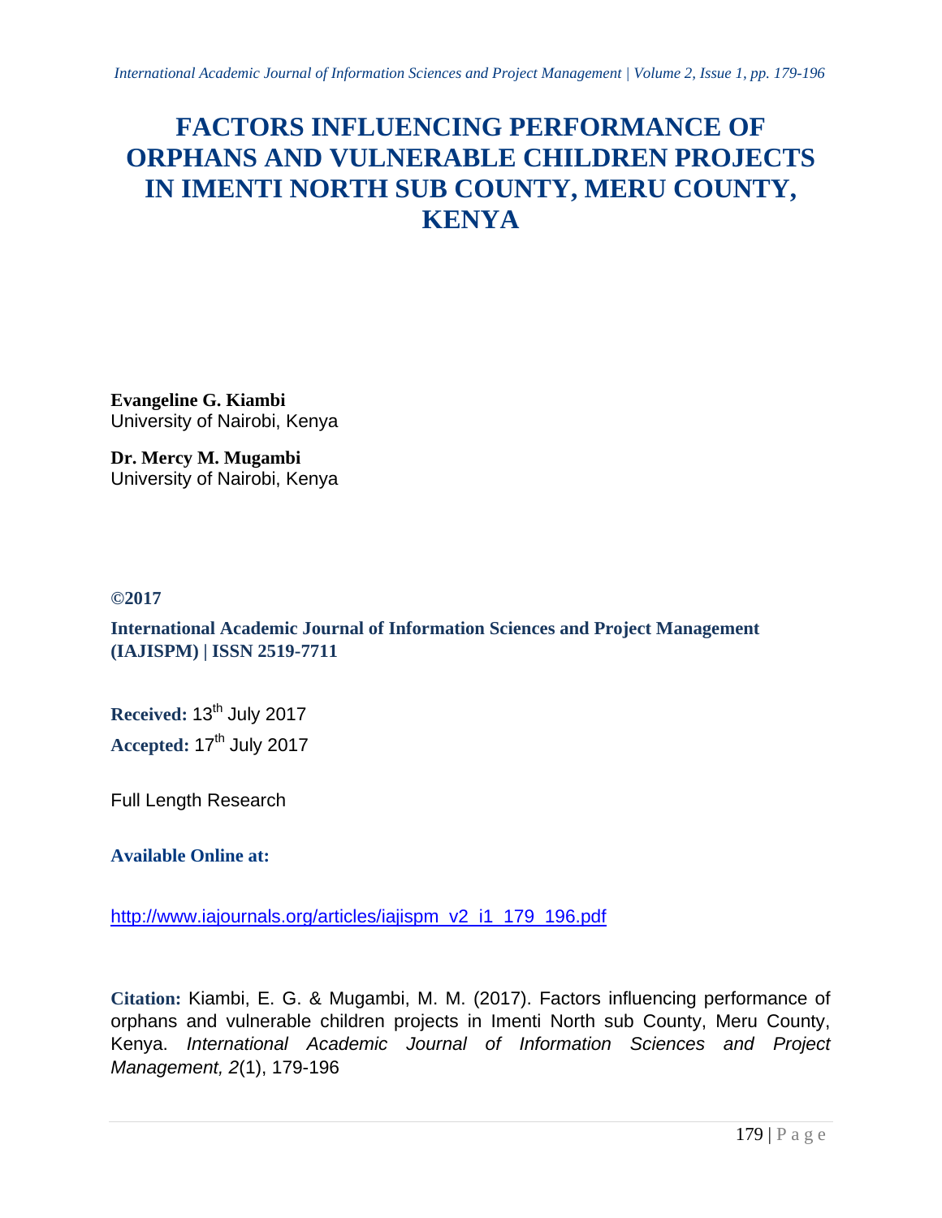# FACTORS INFLUENCING PERFORMANCE OF ORPHANS AND VULNERABLE CHILDREN PROJECTS IN IMENTI NORTH SUB COUNTY, MERU COUNTY, KENYA

**Evangeline G. Kiambi**
University of Nairobi, Kenya

**Dr. Mercy M. Mugambi**
University of Nairobi, Kenya

**©2017**

**International Academic Journal of Information Sciences and Project Management (IAJISPM) | ISSN 2519-7711**

**Received:** 13th July 2017

**Accepted:** 17th July 2017

Full Length Research

**Available Online at:**

http://www.iajournals.org/articles/iajispm_v2_i1_179_196.pdf

**Citation:** Kiambi, E. G. & Mugambi, M. M. (2017). Factors influencing performance of orphans and vulnerable children projects in Imenti North sub County, Meru County, Kenya. *International Academic Journal of Information Sciences and Project Management, 2*(1), 179-196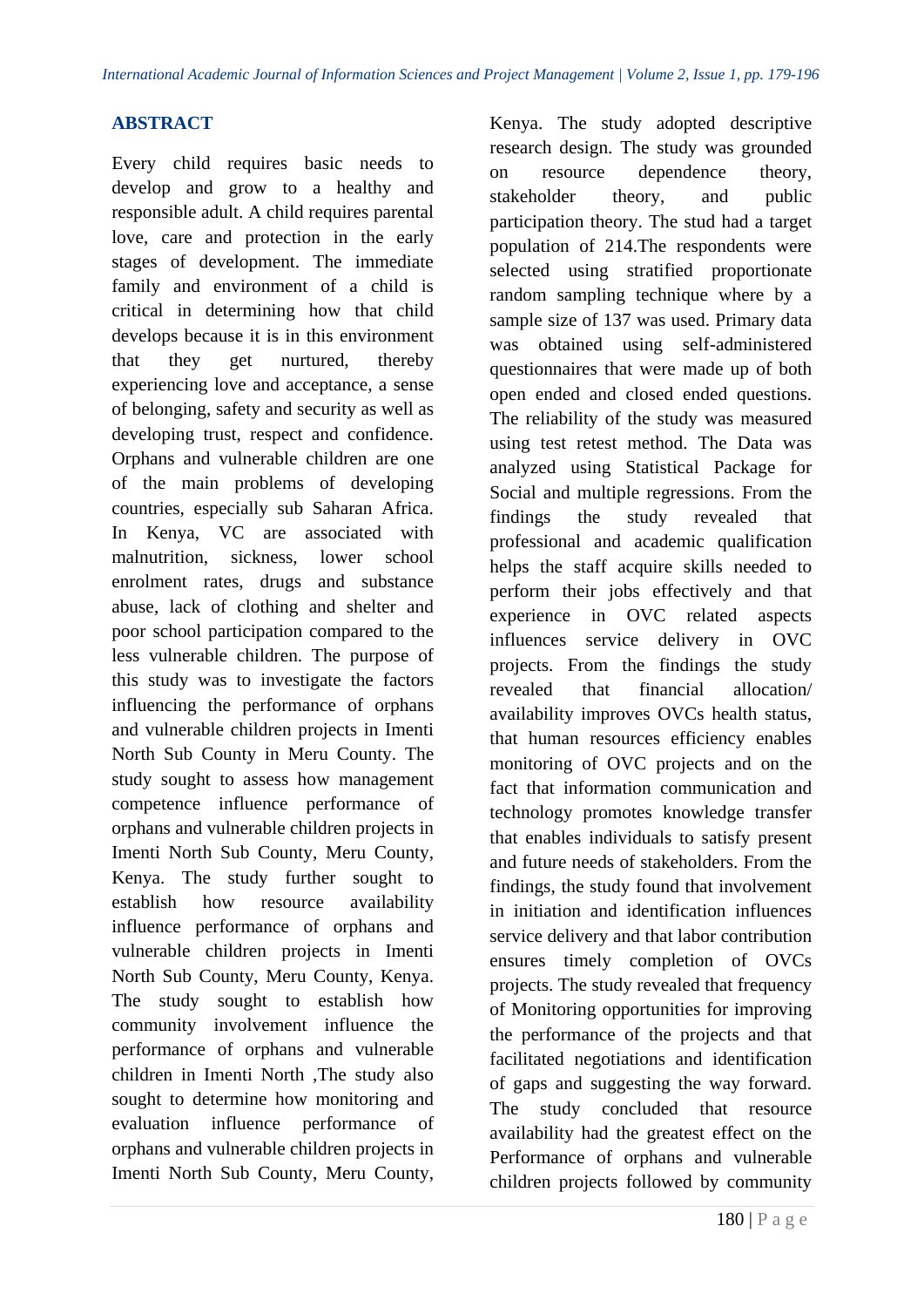## ABSTRACT

Every child requires basic needs to develop and grow to a healthy and responsible adult. A child requires parental love, care and protection in the early stages of development. The immediate family and environment of a child is critical in determining how that child develops because it is in this environment that they get nurtured, thereby experiencing love and acceptance, a sense of belonging, safety and security as well as developing trust, respect and confidence. Orphans and vulnerable children are one of the main problems of developing countries, especially sub Saharan Africa. In Kenya, VC are associated with malnutrition, sickness, lower school enrolment rates, drugs and substance abuse, lack of clothing and shelter and poor school participation compared to the less vulnerable children. The purpose of this study was to investigate the factors influencing the performance of orphans and vulnerable children projects in Imenti North Sub County in Meru County. The study sought to assess how management competence influence performance of orphans and vulnerable children projects in Imenti North Sub County, Meru County, Kenya. The study further sought to establish how resource availability influence performance of orphans and vulnerable children projects in Imenti North Sub County, Meru County, Kenya. The study sought to establish how community involvement influence the performance of orphans and vulnerable children in Imenti North ,The study also sought to determine how monitoring and evaluation influence performance of orphans and vulnerable children projects in Imenti North Sub County, Meru County, Kenya. The study adopted descriptive research design. The study was grounded on resource dependence theory, stakeholder theory, and public participation theory. The stud had a target population of 214.The respondents were selected using stratified proportionate random sampling technique where by a sample size of 137 was used. Primary data was obtained using self-administered questionnaires that were made up of both open ended and closed ended questions. The reliability of the study was measured using test retest method. The Data was analyzed using Statistical Package for Social and multiple regressions. From the findings the study revealed that professional and academic qualification helps the staff acquire skills needed to perform their jobs effectively and that experience in OVC related aspects influences service delivery in OVC projects. From the findings the study revealed that financial allocation/ availability improves OVCs health status, that human resources efficiency enables monitoring of OVC projects and on the fact that information communication and technology promotes knowledge transfer that enables individuals to satisfy present and future needs of stakeholders. From the findings, the study found that involvement in initiation and identification influences service delivery and that labor contribution ensures timely completion of OVCs projects. The study revealed that frequency of Monitoring opportunities for improving the performance of the projects and that facilitated negotiations and identification of gaps and suggesting the way forward. The study concluded that resource availability had the greatest effect on the Performance of orphans and vulnerable children projects followed by community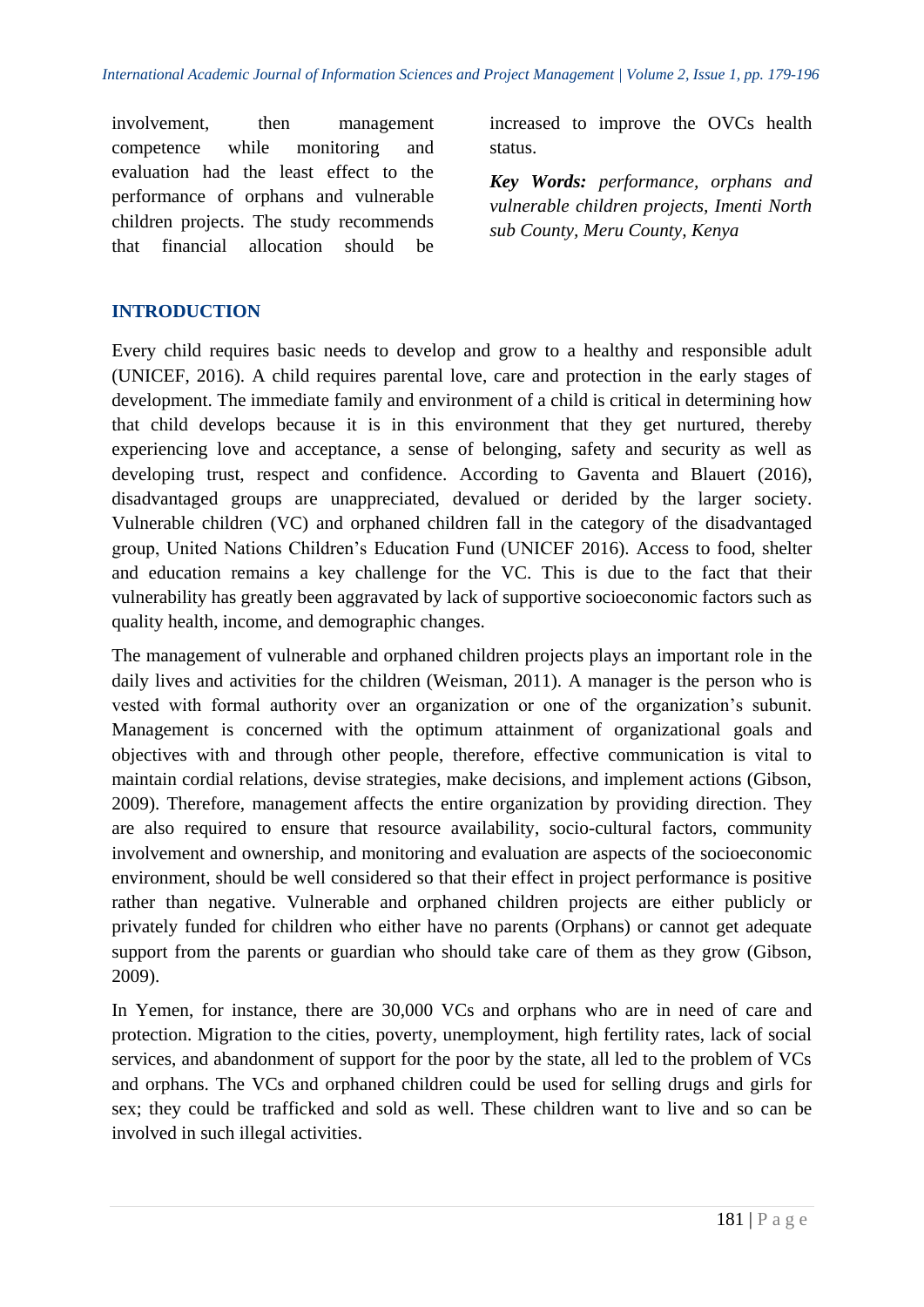involvement, then management competence while monitoring and evaluation had the least effect to the performance of orphans and vulnerable children projects. The study recommends that financial allocation should be increased to improve the OVCs health status.

***Key Words:*** *performance, orphans and vulnerable children projects, Imenti North sub County, Meru County, Kenya*

## INTRODUCTION

Every child requires basic needs to develop and grow to a healthy and responsible adult (UNICEF, 2016). A child requires parental love, care and protection in the early stages of development. The immediate family and environment of a child is critical in determining how that child develops because it is in this environment that they get nurtured, thereby experiencing love and acceptance, a sense of belonging, safety and security as well as developing trust, respect and confidence. According to Gaventa and Blauert (2016), disadvantaged groups are unappreciated, devalued or derided by the larger society. Vulnerable children (VC) and orphaned children fall in the category of the disadvantaged group, United Nations Children's Education Fund (UNICEF 2016). Access to food, shelter and education remains a key challenge for the VC. This is due to the fact that their vulnerability has greatly been aggravated by lack of supportive socioeconomic factors such as quality health, income, and demographic changes.

The management of vulnerable and orphaned children projects plays an important role in the daily lives and activities for the children (Weisman, 2011). A manager is the person who is vested with formal authority over an organization or one of the organization's subunit. Management is concerned with the optimum attainment of organizational goals and objectives with and through other people, therefore, effective communication is vital to maintain cordial relations, devise strategies, make decisions, and implement actions (Gibson, 2009). Therefore, management affects the entire organization by providing direction. They are also required to ensure that resource availability, socio-cultural factors, community involvement and ownership, and monitoring and evaluation are aspects of the socioeconomic environment, should be well considered so that their effect in project performance is positive rather than negative. Vulnerable and orphaned children projects are either publicly or privately funded for children who either have no parents (Orphans) or cannot get adequate support from the parents or guardian who should take care of them as they grow (Gibson, 2009).

In Yemen, for instance, there are 30,000 VCs and orphans who are in need of care and protection. Migration to the cities, poverty, unemployment, high fertility rates, lack of social services, and abandonment of support for the poor by the state, all led to the problem of VCs and orphans. The VCs and orphaned children could be used for selling drugs and girls for sex; they could be trafficked and sold as well. These children want to live and so can be involved in such illegal activities.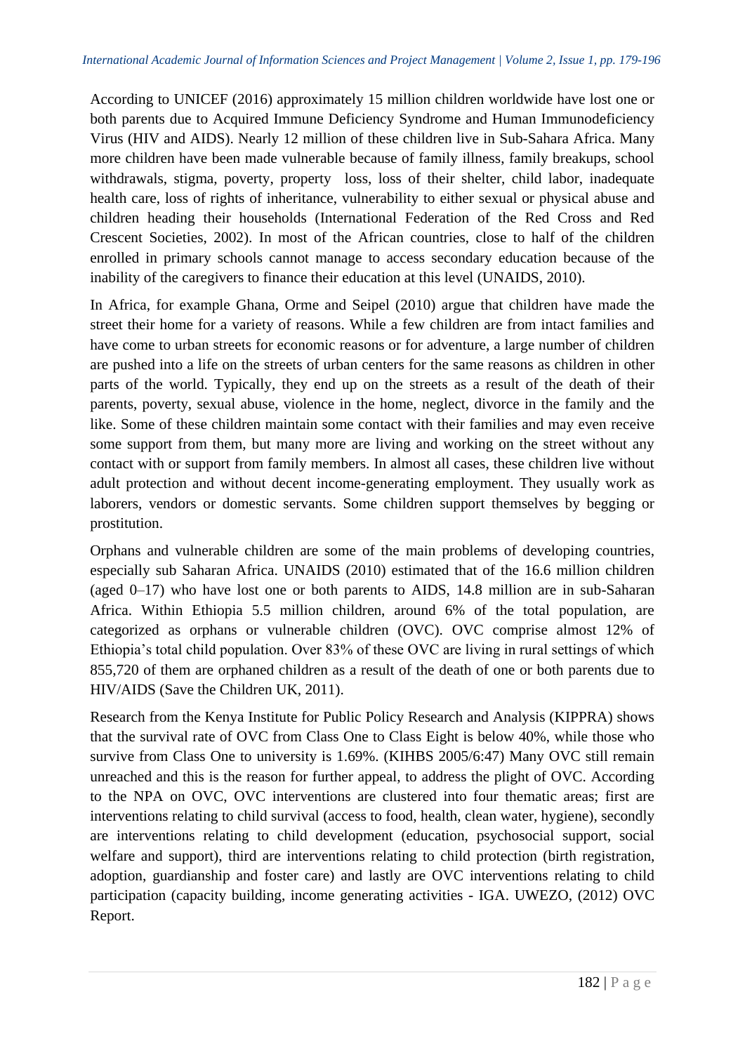According to UNICEF (2016) approximately 15 million children worldwide have lost one or both parents due to Acquired Immune Deficiency Syndrome and Human Immunodeficiency Virus (HIV and AIDS). Nearly 12 million of these children live in Sub-Sahara Africa. Many more children have been made vulnerable because of family illness, family breakups, school withdrawals, stigma, poverty, property loss, loss of their shelter, child labor, inadequate health care, loss of rights of inheritance, vulnerability to either sexual or physical abuse and children heading their households (International Federation of the Red Cross and Red Crescent Societies, 2002). In most of the African countries, close to half of the children enrolled in primary schools cannot manage to access secondary education because of the inability of the caregivers to finance their education at this level (UNAIDS, 2010).

In Africa, for example Ghana, Orme and Seipel (2010) argue that children have made the street their home for a variety of reasons. While a few children are from intact families and have come to urban streets for economic reasons or for adventure, a large number of children are pushed into a life on the streets of urban centers for the same reasons as children in other parts of the world. Typically, they end up on the streets as a result of the death of their parents, poverty, sexual abuse, violence in the home, neglect, divorce in the family and the like. Some of these children maintain some contact with their families and may even receive some support from them, but many more are living and working on the street without any contact with or support from family members. In almost all cases, these children live without adult protection and without decent income-generating employment. They usually work as laborers, vendors or domestic servants. Some children support themselves by begging or prostitution.

Orphans and vulnerable children are some of the main problems of developing countries, especially sub Saharan Africa. UNAIDS (2010) estimated that of the 16.6 million children (aged 0–17) who have lost one or both parents to AIDS, 14.8 million are in sub-Saharan Africa. Within Ethiopia 5.5 million children, around 6% of the total population, are categorized as orphans or vulnerable children (OVC). OVC comprise almost 12% of Ethiopia's total child population. Over 83% of these OVC are living in rural settings of which 855,720 of them are orphaned children as a result of the death of one or both parents due to HIV/AIDS (Save the Children UK, 2011).

Research from the Kenya Institute for Public Policy Research and Analysis (KIPPRA) shows that the survival rate of OVC from Class One to Class Eight is below 40%, while those who survive from Class One to university is 1.69%. (KIHBS 2005/6:47) Many OVC still remain unreached and this is the reason for further appeal, to address the plight of OVC. According to the NPA on OVC, OVC interventions are clustered into four thematic areas; first are interventions relating to child survival (access to food, health, clean water, hygiene), secondly are interventions relating to child development (education, psychosocial support, social welfare and support), third are interventions relating to child protection (birth registration, adoption, guardianship and foster care) and lastly are OVC interventions relating to child participation (capacity building, income generating activities - IGA. UWEZO, (2012) OVC Report.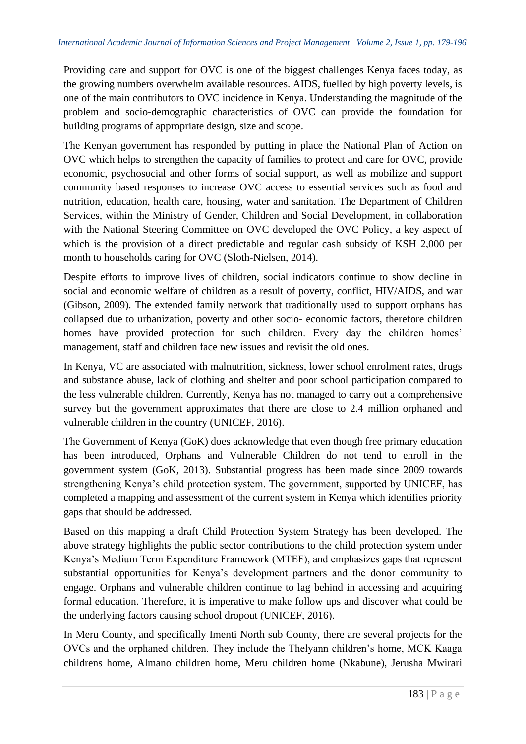Providing care and support for OVC is one of the biggest challenges Kenya faces today, as the growing numbers overwhelm available resources. AIDS, fuelled by high poverty levels, is one of the main contributors to OVC incidence in Kenya. Understanding the magnitude of the problem and socio-demographic characteristics of OVC can provide the foundation for building programs of appropriate design, size and scope.

The Kenyan government has responded by putting in place the National Plan of Action on OVC which helps to strengthen the capacity of families to protect and care for OVC, provide economic, psychosocial and other forms of social support, as well as mobilize and support community based responses to increase OVC access to essential services such as food and nutrition, education, health care, housing, water and sanitation. The Department of Children Services, within the Ministry of Gender, Children and Social Development, in collaboration with the National Steering Committee on OVC developed the OVC Policy, a key aspect of which is the provision of a direct predictable and regular cash subsidy of KSH 2,000 per month to households caring for OVC (Sloth-Nielsen, 2014).

Despite efforts to improve lives of children, social indicators continue to show decline in social and economic welfare of children as a result of poverty, conflict, HIV/AIDS, and war (Gibson, 2009). The extended family network that traditionally used to support orphans has collapsed due to urbanization, poverty and other socio- economic factors, therefore children homes have provided protection for such children. Every day the children homes' management, staff and children face new issues and revisit the old ones.

In Kenya, VC are associated with malnutrition, sickness, lower school enrolment rates, drugs and substance abuse, lack of clothing and shelter and poor school participation compared to the less vulnerable children. Currently, Kenya has not managed to carry out a comprehensive survey but the government approximates that there are close to 2.4 million orphaned and vulnerable children in the country (UNICEF, 2016).

The Government of Kenya (GoK) does acknowledge that even though free primary education has been introduced, Orphans and Vulnerable Children do not tend to enroll in the government system (GoK, 2013). Substantial progress has been made since 2009 towards strengthening Kenya's child protection system. The government, supported by UNICEF, has completed a mapping and assessment of the current system in Kenya which identifies priority gaps that should be addressed.

Based on this mapping a draft Child Protection System Strategy has been developed. The above strategy highlights the public sector contributions to the child protection system under Kenya's Medium Term Expenditure Framework (MTEF), and emphasizes gaps that represent substantial opportunities for Kenya's development partners and the donor community to engage. Orphans and vulnerable children continue to lag behind in accessing and acquiring formal education. Therefore, it is imperative to make follow ups and discover what could be the underlying factors causing school dropout (UNICEF, 2016).

In Meru County, and specifically Imenti North sub County, there are several projects for the OVCs and the orphaned children. They include the Thelyann children's home, MCK Kaaga childrens home, Almano children home, Meru children home (Nkabune), Jerusha Mwirari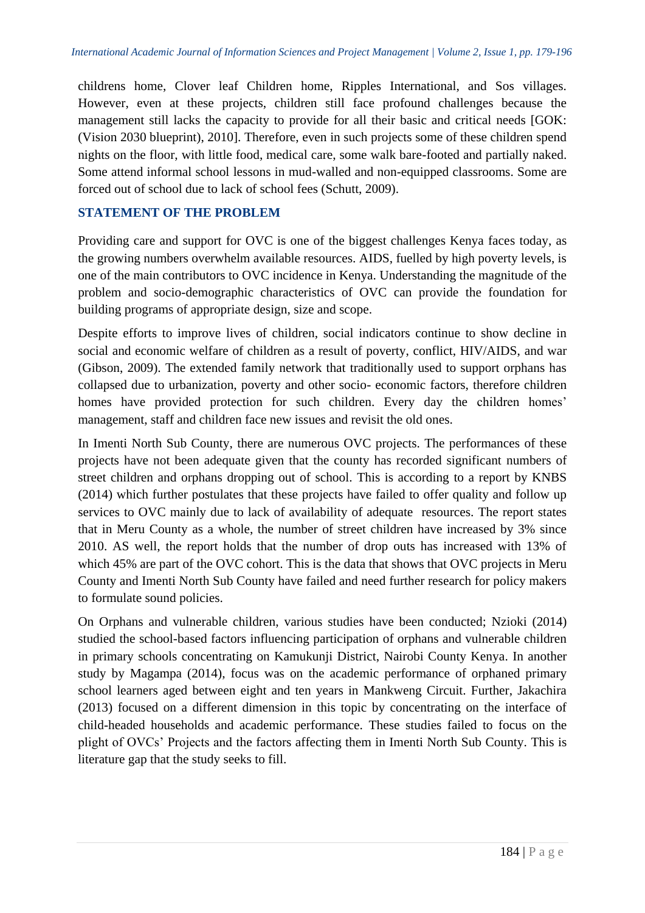childrens home, Clover leaf Children home, Ripples International, and Sos villages. However, even at these projects, children still face profound challenges because the management still lacks the capacity to provide for all their basic and critical needs [GOK: (Vision 2030 blueprint), 2010]. Therefore, even in such projects some of these children spend nights on the floor, with little food, medical care, some walk bare-footed and partially naked. Some attend informal school lessons in mud-walled and non-equipped classrooms. Some are forced out of school due to lack of school fees (Schutt, 2009).

## STATEMENT OF THE PROBLEM

Providing care and support for OVC is one of the biggest challenges Kenya faces today, as the growing numbers overwhelm available resources. AIDS, fuelled by high poverty levels, is one of the main contributors to OVC incidence in Kenya. Understanding the magnitude of the problem and socio-demographic characteristics of OVC can provide the foundation for building programs of appropriate design, size and scope.

Despite efforts to improve lives of children, social indicators continue to show decline in social and economic welfare of children as a result of poverty, conflict, HIV/AIDS, and war (Gibson, 2009). The extended family network that traditionally used to support orphans has collapsed due to urbanization, poverty and other socio- economic factors, therefore children homes have provided protection for such children. Every day the children homes' management, staff and children face new issues and revisit the old ones.

In Imenti North Sub County, there are numerous OVC projects. The performances of these projects have not been adequate given that the county has recorded significant numbers of street children and orphans dropping out of school. This is according to a report by KNBS (2014) which further postulates that these projects have failed to offer quality and follow up services to OVC mainly due to lack of availability of adequate resources. The report states that in Meru County as a whole, the number of street children have increased by 3% since 2010. AS well, the report holds that the number of drop outs has increased with 13% of which 45% are part of the OVC cohort. This is the data that shows that OVC projects in Meru County and Imenti North Sub County have failed and need further research for policy makers to formulate sound policies.

On Orphans and vulnerable children, various studies have been conducted; Nzioki (2014) studied the school-based factors influencing participation of orphans and vulnerable children in primary schools concentrating on Kamukunji District, Nairobi County Kenya. In another study by Magampa (2014), focus was on the academic performance of orphaned primary school learners aged between eight and ten years in Mankweng Circuit. Further, Jakachira (2013) focused on a different dimension in this topic by concentrating on the interface of child-headed households and academic performance. These studies failed to focus on the plight of OVCs' Projects and the factors affecting them in Imenti North Sub County. This is literature gap that the study seeks to fill.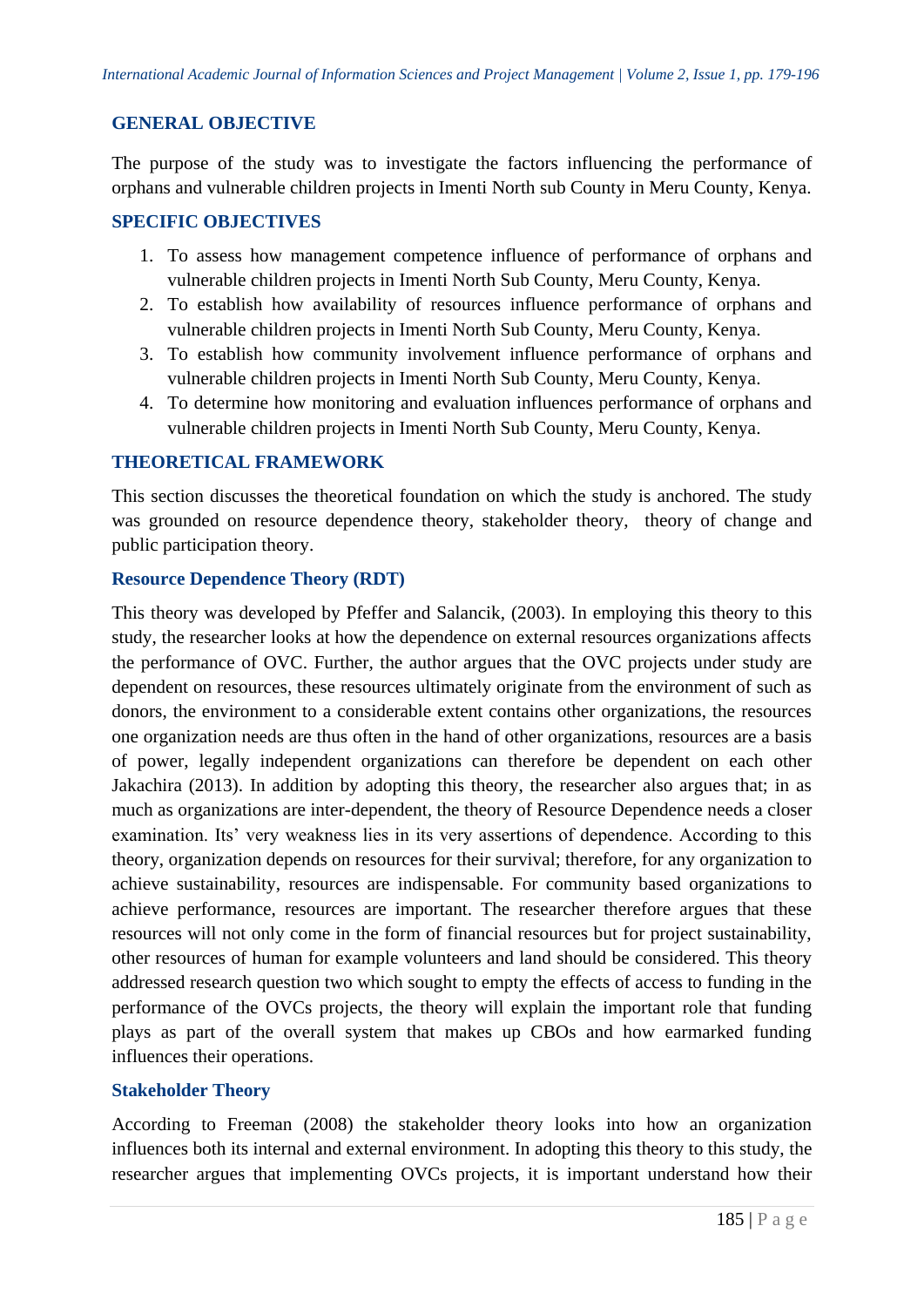## GENERAL OBJECTIVE

The purpose of the study was to investigate the factors influencing the performance of orphans and vulnerable children projects in Imenti North sub County in Meru County, Kenya.

## SPECIFIC OBJECTIVES

1. To assess how management competence influence of performance of orphans and vulnerable children projects in Imenti North Sub County, Meru County, Kenya.
2. To establish how availability of resources influence performance of orphans and vulnerable children projects in Imenti North Sub County, Meru County, Kenya.
3. To establish how community involvement influence performance of orphans and vulnerable children projects in Imenti North Sub County, Meru County, Kenya.
4. To determine how monitoring and evaluation influences performance of orphans and vulnerable children projects in Imenti North Sub County, Meru County, Kenya.

## THEORETICAL FRAMEWORK

This section discusses the theoretical foundation on which the study is anchored. The study was grounded on resource dependence theory, stakeholder theory, theory of change and public participation theory.

### Resource Dependence Theory (RDT)

This theory was developed by Pfeffer and Salancik, (2003). In employing this theory to this study, the researcher looks at how the dependence on external resources organizations affects the performance of OVC. Further, the author argues that the OVC projects under study are dependent on resources, these resources ultimately originate from the environment of such as donors, the environment to a considerable extent contains other organizations, the resources one organization needs are thus often in the hand of other organizations, resources are a basis of power, legally independent organizations can therefore be dependent on each other Jakachira (2013). In addition by adopting this theory, the researcher also argues that; in as much as organizations are inter-dependent, the theory of Resource Dependence needs a closer examination. Its' very weakness lies in its very assertions of dependence. According to this theory, organization depends on resources for their survival; therefore, for any organization to achieve sustainability, resources are indispensable. For community based organizations to achieve performance, resources are important. The researcher therefore argues that these resources will not only come in the form of financial resources but for project sustainability, other resources of human for example volunteers and land should be considered. This theory addressed research question two which sought to empty the effects of access to funding in the performance of the OVCs projects, the theory will explain the important role that funding plays as part of the overall system that makes up CBOs and how earmarked funding influences their operations.

### Stakeholder Theory

According to Freeman (2008) the stakeholder theory looks into how an organization influences both its internal and external environment. In adopting this theory to this study, the researcher argues that implementing OVCs projects, it is important understand how their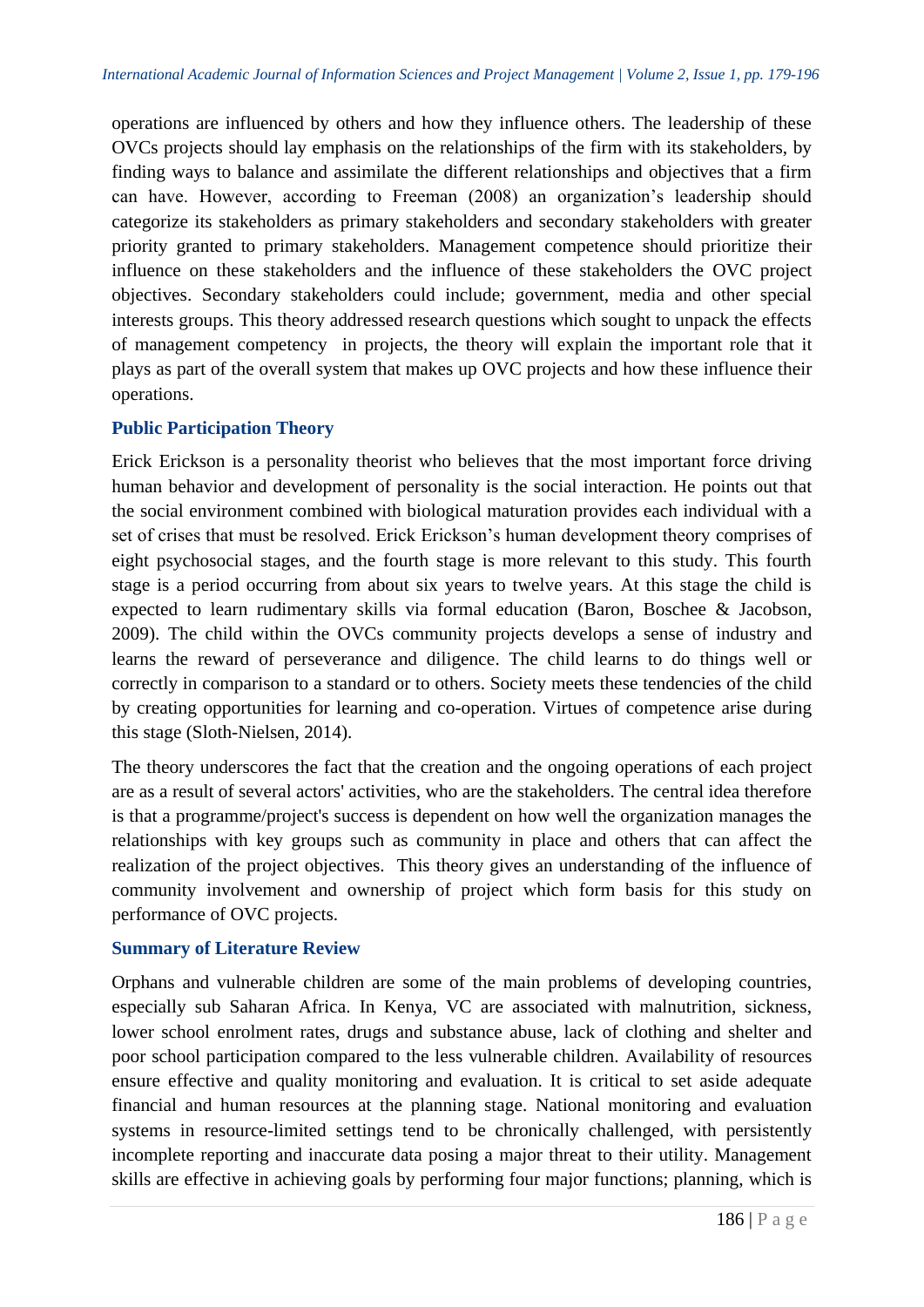operations are influenced by others and how they influence others. The leadership of these OVCs projects should lay emphasis on the relationships of the firm with its stakeholders, by finding ways to balance and assimilate the different relationships and objectives that a firm can have. However, according to Freeman (2008) an organization's leadership should categorize its stakeholders as primary stakeholders and secondary stakeholders with greater priority granted to primary stakeholders. Management competence should prioritize their influence on these stakeholders and the influence of these stakeholders the OVC project objectives. Secondary stakeholders could include; government, media and other special interests groups. This theory addressed research questions which sought to unpack the effects of management competency in projects, the theory will explain the important role that it plays as part of the overall system that makes up OVC projects and how these influence their operations.

### Public Participation Theory

Erick Erickson is a personality theorist who believes that the most important force driving human behavior and development of personality is the social interaction. He points out that the social environment combined with biological maturation provides each individual with a set of crises that must be resolved. Erick Erickson's human development theory comprises of eight psychosocial stages, and the fourth stage is more relevant to this study. This fourth stage is a period occurring from about six years to twelve years. At this stage the child is expected to learn rudimentary skills via formal education (Baron, Boschee & Jacobson, 2009). The child within the OVCs community projects develops a sense of industry and learns the reward of perseverance and diligence. The child learns to do things well or correctly in comparison to a standard or to others. Society meets these tendencies of the child by creating opportunities for learning and co-operation. Virtues of competence arise during this stage (Sloth-Nielsen, 2014).

The theory underscores the fact that the creation and the ongoing operations of each project are as a result of several actors' activities, who are the stakeholders. The central idea therefore is that a programme/project's success is dependent on how well the organization manages the relationships with key groups such as community in place and others that can affect the realization of the project objectives. This theory gives an understanding of the influence of community involvement and ownership of project which form basis for this study on performance of OVC projects.

### Summary of Literature Review

Orphans and vulnerable children are some of the main problems of developing countries, especially sub Saharan Africa. In Kenya, VC are associated with malnutrition, sickness, lower school enrolment rates, drugs and substance abuse, lack of clothing and shelter and poor school participation compared to the less vulnerable children. Availability of resources ensure effective and quality monitoring and evaluation. It is critical to set aside adequate financial and human resources at the planning stage. National monitoring and evaluation systems in resource-limited settings tend to be chronically challenged, with persistently incomplete reporting and inaccurate data posing a major threat to their utility. Management skills are effective in achieving goals by performing four major functions; planning, which is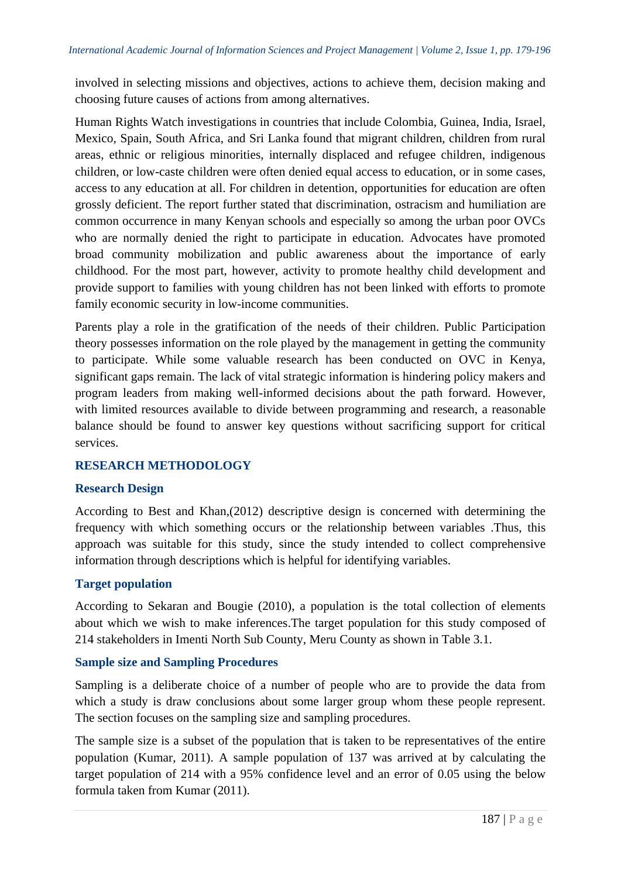involved in selecting missions and objectives, actions to achieve them, decision making and choosing future causes of actions from among alternatives.

Human Rights Watch investigations in countries that include Colombia, Guinea, India, Israel, Mexico, Spain, South Africa, and Sri Lanka found that migrant children, children from rural areas, ethnic or religious minorities, internally displaced and refugee children, indigenous children, or low-caste children were often denied equal access to education, or in some cases, access to any education at all. For children in detention, opportunities for education are often grossly deficient. The report further stated that discrimination, ostracism and humiliation are common occurrence in many Kenyan schools and especially so among the urban poor OVCs who are normally denied the right to participate in education. Advocates have promoted broad community mobilization and public awareness about the importance of early childhood. For the most part, however, activity to promote healthy child development and provide support to families with young children has not been linked with efforts to promote family economic security in low-income communities.

Parents play a role in the gratification of the needs of their children. Public Participation theory possesses information on the role played by the management in getting the community to participate. While some valuable research has been conducted on OVC in Kenya, significant gaps remain. The lack of vital strategic information is hindering policy makers and program leaders from making well-informed decisions about the path forward. However, with limited resources available to divide between programming and research, a reasonable balance should be found to answer key questions without sacrificing support for critical services.

## RESEARCH METHODOLOGY

### Research Design

According to Best and Khan,(2012) descriptive design is concerned with determining the frequency with which something occurs or the relationship between variables .Thus, this approach was suitable for this study, since the study intended to collect comprehensive information through descriptions which is helpful for identifying variables.

### Target population

According to Sekaran and Bougie (2010), a population is the total collection of elements about which we wish to make inferences.The target population for this study composed of 214 stakeholders in Imenti North Sub County, Meru County as shown in Table 3.1.

### Sample size and Sampling Procedures

Sampling is a deliberate choice of a number of people who are to provide the data from which a study is draw conclusions about some larger group whom these people represent. The section focuses on the sampling size and sampling procedures.

The sample size is a subset of the population that is taken to be representatives of the entire population (Kumar, 2011). A sample population of 137 was arrived at by calculating the target population of 214 with a 95% confidence level and an error of 0.05 using the below formula taken from Kumar (2011).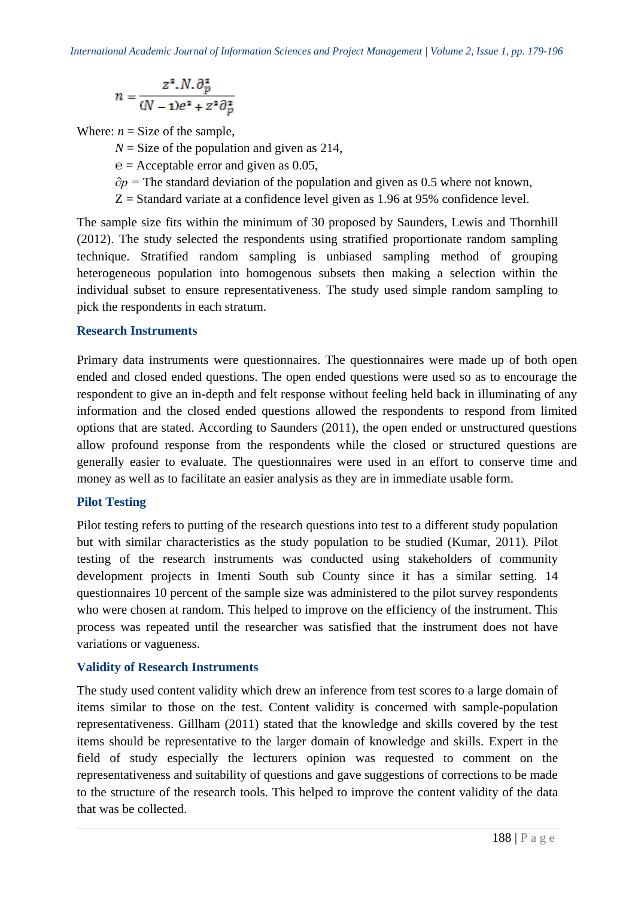$$n = \frac{z^2.N.\partial_p^2}{(N-1)e^2 + z^2\partial_p^2}$$

Where: $n$ = Size of the sample,

$N$ = Size of the population and given as 214,

$e$ = Acceptable error and given as 0.05,

$\partial p$ = The standard deviation of the population and given as 0.5 where not known,

Z = Standard variate at a confidence level given as 1.96 at 95% confidence level.

The sample size fits within the minimum of 30 proposed by Saunders, Lewis and Thornhill (2012). The study selected the respondents using stratified proportionate random sampling technique. Stratified random sampling is unbiased sampling method of grouping heterogeneous population into homogenous subsets then making a selection within the individual subset to ensure representativeness. The study used simple random sampling to pick the respondents in each stratum.

## Research Instruments

Primary data instruments were questionnaires. The questionnaires were made up of both open ended and closed ended questions. The open ended questions were used so as to encourage the respondent to give an in-depth and felt response without feeling held back in illuminating of any information and the closed ended questions allowed the respondents to respond from limited options that are stated. According to Saunders (2011), the open ended or unstructured questions allow profound response from the respondents while the closed or structured questions are generally easier to evaluate. The questionnaires were used in an effort to conserve time and money as well as to facilitate an easier analysis as they are in immediate usable form.

## Pilot Testing

Pilot testing refers to putting of the research questions into test to a different study population but with similar characteristics as the study population to be studied (Kumar, 2011). Pilot testing of the research instruments was conducted using stakeholders of community development projects in Imenti South sub County since it has a similar setting. 14 questionnaires 10 percent of the sample size was administered to the pilot survey respondents who were chosen at random. This helped to improve on the efficiency of the instrument. This process was repeated until the researcher was satisfied that the instrument does not have variations or vagueness.

## Validity of Research Instruments

The study used content validity which drew an inference from test scores to a large domain of items similar to those on the test. Content validity is concerned with sample-population representativeness. Gillham (2011) stated that the knowledge and skills covered by the test items should be representative to the larger domain of knowledge and skills. Expert in the field of study especially the lecturers opinion was requested to comment on the representativeness and suitability of questions and gave suggestions of corrections to be made to the structure of the research tools. This helped to improve the content validity of the data that was be collected.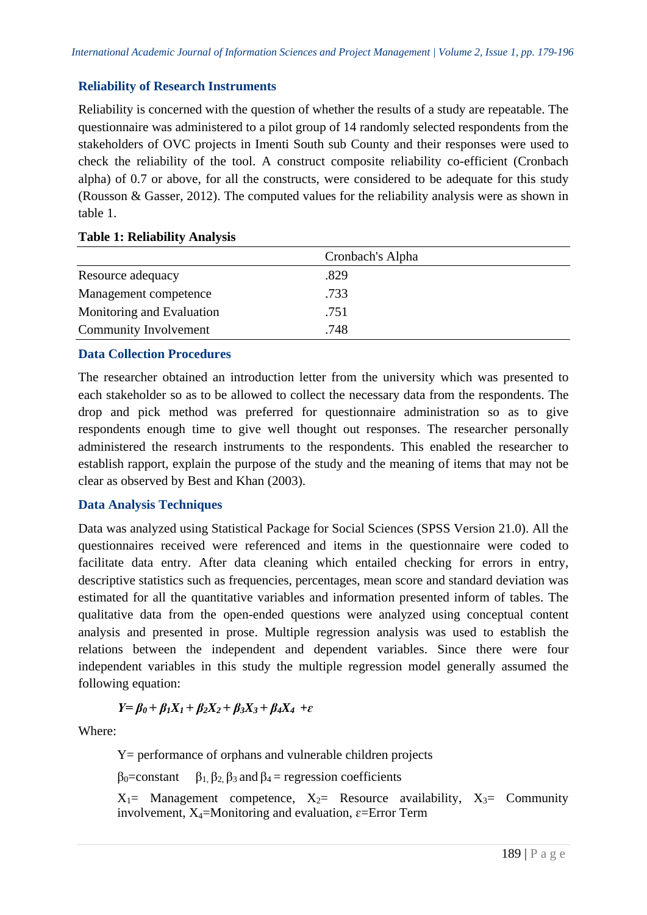## Reliability of Research Instruments

Reliability is concerned with the question of whether the results of a study are repeatable. The questionnaire was administered to a pilot group of 14 randomly selected respondents from the stakeholders of OVC projects in Imenti South sub County and their responses were used to check the reliability of the tool. A construct composite reliability co-efficient (Cronbach alpha) of 0.7 or above, for all the constructs, were considered to be adequate for this study (Rousson & Gasser, 2012). The computed values for the reliability analysis were as shown in table 1.

**Table 1: Reliability Analysis**

| | Cronbach's Alpha |
|---|---|
| Resource adequacy | .829 |
| Management competence | .733 |
| Monitoring and Evaluation | .751 |
| Community Involvement | .748 |

## Data Collection Procedures

The researcher obtained an introduction letter from the university which was presented to each stakeholder so as to be allowed to collect the necessary data from the respondents. The drop and pick method was preferred for questionnaire administration so as to give respondents enough time to give well thought out responses. The researcher personally administered the research instruments to the respondents. This enabled the researcher to establish rapport, explain the purpose of the study and the meaning of items that may not be clear as observed by Best and Khan (2003).

## Data Analysis Techniques

Data was analyzed using Statistical Package for Social Sciences (SPSS Version 21.0). All the questionnaires received were referenced and items in the questionnaire were coded to facilitate data entry. After data cleaning which entailed checking for errors in entry, descriptive statistics such as frequencies, percentages, mean score and standard deviation was estimated for all the quantitative variables and information presented inform of tables. The qualitative data from the open-ended questions were analyzed using conceptual content analysis and presented in prose. Multiple regression analysis was used to establish the relations between the independent and dependent variables. Since there were four independent variables in this study the multiple regression model generally assumed the following equation:

$$Y= \beta_0 + \beta_1 X_1 + \beta_2 X_2 + \beta_3 X_3 + \beta_4 X_4 + \varepsilon$$

Where:

Y= performance of orphans and vulnerable children projects

$\beta_0$=constant $\beta_1, \beta_2, \beta_3$ and $\beta_4$ = regression coefficients

$X_1$= Management competence, $X_2$= Resource availability, $X_3$= Community involvement, $X_4$=Monitoring and evaluation, $\varepsilon$=Error Term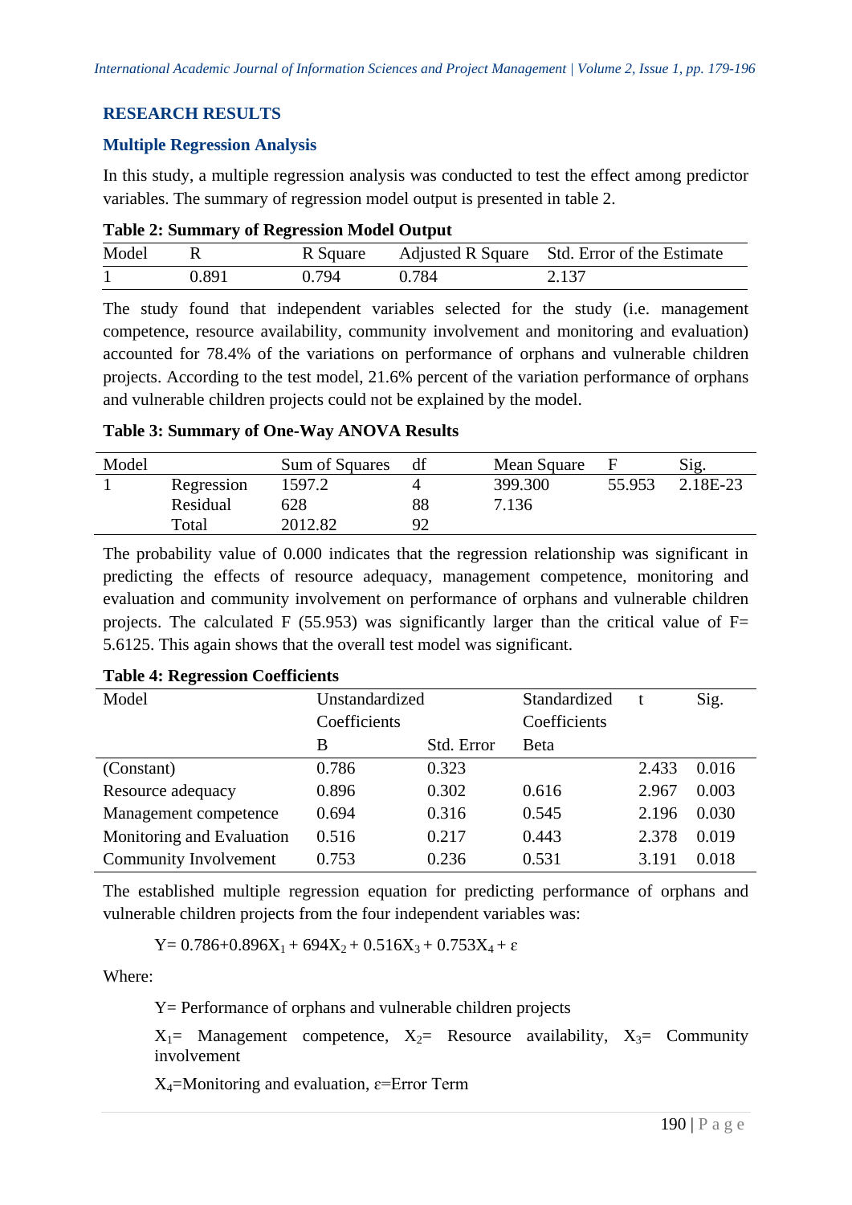## RESEARCH RESULTS

### Multiple Regression Analysis

In this study, a multiple regression analysis was conducted to test the effect among predictor variables. The summary of regression model output is presented in table 2.

**Table 2: Summary of Regression Model Output**

| Model | R | R Square | Adjusted R Square | Std. Error of the Estimate |
|---|---|---|---|---|
| 1 | 0.891 | 0.794 | 0.784 | 2.137 |

The study found that independent variables selected for the study (i.e. management competence, resource availability, community involvement and monitoring and evaluation) accounted for 78.4% of the variations on performance of orphans and vulnerable children projects. According to the test model, 21.6% percent of the variation performance of orphans and vulnerable children projects could not be explained by the model.

**Table 3: Summary of One-Way ANOVA Results**

| Model | | Sum of Squares | df | Mean Square | F | Sig. |
|---|---|---|---|---|---|---|
| 1 | Regression | 1597.2 | 4 | 399.300 | 55.953 | 2.18E-23 |
| | Residual | 628 | 88 | 7.136 | | |
| | Total | 2012.82 | 92 | | | |

The probability value of 0.000 indicates that the regression relationship was significant in predicting the effects of resource adequacy, management competence, monitoring and evaluation and community involvement on performance of orphans and vulnerable children projects. The calculated F (55.953) was significantly larger than the critical value of F= 5.6125. This again shows that the overall test model was significant.

**Table 4: Regression Coefficients**

| Model | Unstandardized Coefficients | | Standardized Coefficients | t | Sig. |
|---|---|---|---|---|---|
| | B | Std. Error | Beta | | |
| (Constant) | 0.786 | 0.323 | | 2.433 | 0.016 |
| Resource adequacy | 0.896 | 0.302 | 0.616 | 2.967 | 0.003 |
| Management competence | 0.694 | 0.316 | 0.545 | 2.196 | 0.030 |
| Monitoring and Evaluation | 0.516 | 0.217 | 0.443 | 2.378 | 0.019 |
| Community Involvement | 0.753 | 0.236 | 0.531 | 3.191 | 0.018 |

The established multiple regression equation for predicting performance of orphans and vulnerable children projects from the four independent variables was:

$$Y= 0.786+0.896X_1 + 694X_2 + 0.516X_3 + 0.753X_4 + \varepsilon$$

Where:

Y= Performance of orphans and vulnerable children projects

$X_1$= Management competence, $X_2$= Resource availability, $X_3$= Community involvement

$X_4$=Monitoring and evaluation, $\varepsilon$=Error Term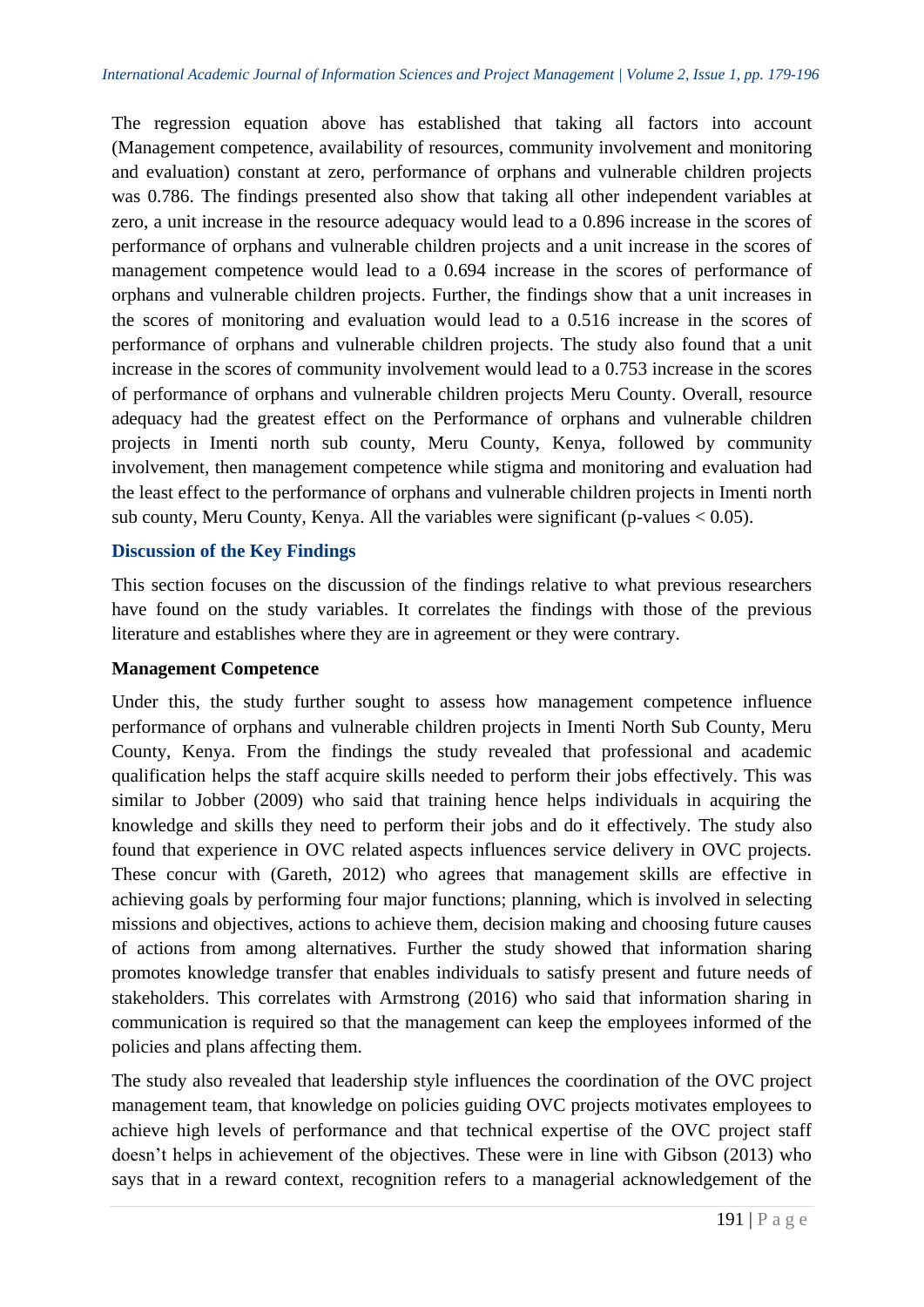The regression equation above has established that taking all factors into account (Management competence, availability of resources, community involvement and monitoring and evaluation) constant at zero, performance of orphans and vulnerable children projects was 0.786. The findings presented also show that taking all other independent variables at zero, a unit increase in the resource adequacy would lead to a 0.896 increase in the scores of performance of orphans and vulnerable children projects and a unit increase in the scores of management competence would lead to a 0.694 increase in the scores of performance of orphans and vulnerable children projects. Further, the findings show that a unit increases in the scores of monitoring and evaluation would lead to a 0.516 increase in the scores of performance of orphans and vulnerable children projects. The study also found that a unit increase in the scores of community involvement would lead to a 0.753 increase in the scores of performance of orphans and vulnerable children projects Meru County. Overall, resource adequacy had the greatest effect on the Performance of orphans and vulnerable children projects in Imenti north sub county, Meru County, Kenya, followed by community involvement, then management competence while stigma and monitoring and evaluation had the least effect to the performance of orphans and vulnerable children projects in Imenti north sub county, Meru County, Kenya. All the variables were significant (p-values $< 0.05$).

## Discussion of the Key Findings

This section focuses on the discussion of the findings relative to what previous researchers have found on the study variables. It correlates the findings with those of the previous literature and establishes where they are in agreement or they were contrary.

### Management Competence

Under this, the study further sought to assess how management competence influence performance of orphans and vulnerable children projects in Imenti North Sub County, Meru County, Kenya. From the findings the study revealed that professional and academic qualification helps the staff acquire skills needed to perform their jobs effectively. This was similar to Jobber (2009) who said that training hence helps individuals in acquiring the knowledge and skills they need to perform their jobs and do it effectively. The study also found that experience in OVC related aspects influences service delivery in OVC projects. These concur with (Gareth, 2012) who agrees that management skills are effective in achieving goals by performing four major functions; planning, which is involved in selecting missions and objectives, actions to achieve them, decision making and choosing future causes of actions from among alternatives. Further the study showed that information sharing promotes knowledge transfer that enables individuals to satisfy present and future needs of stakeholders. This correlates with Armstrong (2016) who said that information sharing in communication is required so that the management can keep the employees informed of the policies and plans affecting them.

The study also revealed that leadership style influences the coordination of the OVC project management team, that knowledge on policies guiding OVC projects motivates employees to achieve high levels of performance and that technical expertise of the OVC project staff doesn't helps in achievement of the objectives. These were in line with Gibson (2013) who says that in a reward context, recognition refers to a managerial acknowledgement of the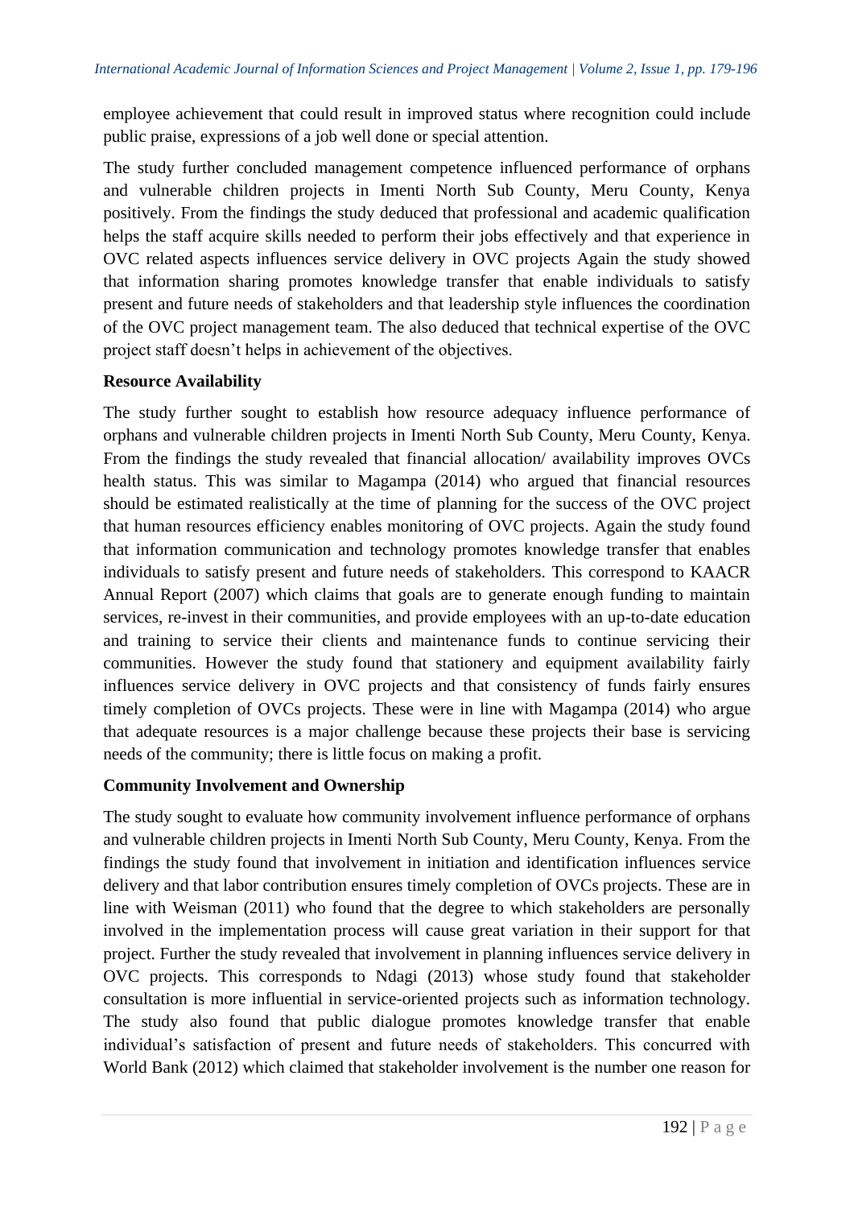employee achievement that could result in improved status where recognition could include public praise, expressions of a job well done or special attention.

The study further concluded management competence influenced performance of orphans and vulnerable children projects in Imenti North Sub County, Meru County, Kenya positively. From the findings the study deduced that professional and academic qualification helps the staff acquire skills needed to perform their jobs effectively and that experience in OVC related aspects influences service delivery in OVC projects Again the study showed that information sharing promotes knowledge transfer that enable individuals to satisfy present and future needs of stakeholders and that leadership style influences the coordination of the OVC project management team. The also deduced that technical expertise of the OVC project staff doesn't helps in achievement of the objectives.

**Resource Availability**

The study further sought to establish how resource adequacy influence performance of orphans and vulnerable children projects in Imenti North Sub County, Meru County, Kenya. From the findings the study revealed that financial allocation/ availability improves OVCs health status. This was similar to Magampa (2014) who argued that financial resources should be estimated realistically at the time of planning for the success of the OVC project that human resources efficiency enables monitoring of OVC projects. Again the study found that information communication and technology promotes knowledge transfer that enables individuals to satisfy present and future needs of stakeholders. This correspond to KAACR Annual Report (2007) which claims that goals are to generate enough funding to maintain services, re-invest in their communities, and provide employees with an up-to-date education and training to service their clients and maintenance funds to continue servicing their communities. However the study found that stationery and equipment availability fairly influences service delivery in OVC projects and that consistency of funds fairly ensures timely completion of OVCs projects. These were in line with Magampa (2014) who argue that adequate resources is a major challenge because these projects their base is servicing needs of the community; there is little focus on making a profit.

**Community Involvement and Ownership**

The study sought to evaluate how community involvement influence performance of orphans and vulnerable children projects in Imenti North Sub County, Meru County, Kenya. From the findings the study found that involvement in initiation and identification influences service delivery and that labor contribution ensures timely completion of OVCs projects. These are in line with Weisman (2011) who found that the degree to which stakeholders are personally involved in the implementation process will cause great variation in their support for that project. Further the study revealed that involvement in planning influences service delivery in OVC projects. This corresponds to Ndagi (2013) whose study found that stakeholder consultation is more influential in service-oriented projects such as information technology. The study also found that public dialogue promotes knowledge transfer that enable individual's satisfaction of present and future needs of stakeholders. This concurred with World Bank (2012) which claimed that stakeholder involvement is the number one reason for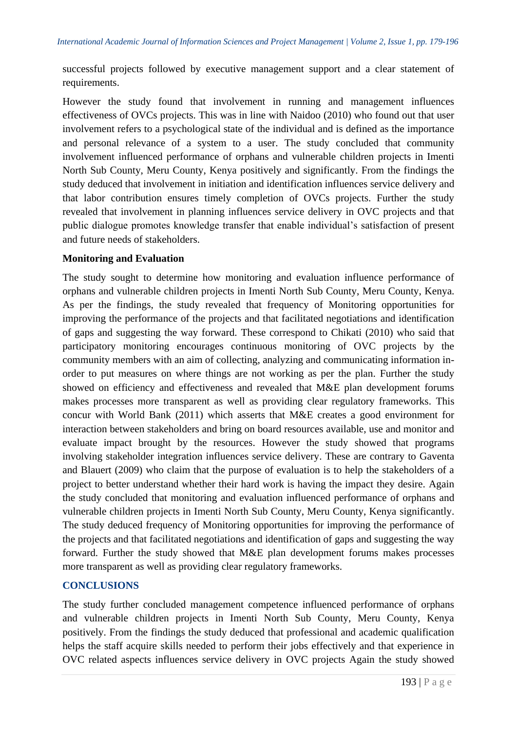successful projects followed by executive management support and a clear statement of requirements.

However the study found that involvement in running and management influences effectiveness of OVCs projects. This was in line with Naidoo (2010) who found out that user involvement refers to a psychological state of the individual and is defined as the importance and personal relevance of a system to a user. The study concluded that community involvement influenced performance of orphans and vulnerable children projects in Imenti North Sub County, Meru County, Kenya positively and significantly. From the findings the study deduced that involvement in initiation and identification influences service delivery and that labor contribution ensures timely completion of OVCs projects. Further the study revealed that involvement in planning influences service delivery in OVC projects and that public dialogue promotes knowledge transfer that enable individual's satisfaction of present and future needs of stakeholders.

**Monitoring and Evaluation**

The study sought to determine how monitoring and evaluation influence performance of orphans and vulnerable children projects in Imenti North Sub County, Meru County, Kenya. As per the findings, the study revealed that frequency of Monitoring opportunities for improving the performance of the projects and that facilitated negotiations and identification of gaps and suggesting the way forward. These correspond to Chikati (2010) who said that participatory monitoring encourages continuous monitoring of OVC projects by the community members with an aim of collecting, analyzing and communicating information in-order to put measures on where things are not working as per the plan. Further the study showed on efficiency and effectiveness and revealed that M&E plan development forums makes processes more transparent as well as providing clear regulatory frameworks. This concur with World Bank (2011) which asserts that M&E creates a good environment for interaction between stakeholders and bring on board resources available, use and monitor and evaluate impact brought by the resources. However the study showed that programs involving stakeholder integration influences service delivery. These are contrary to Gaventa and Blauert (2009) who claim that the purpose of evaluation is to help the stakeholders of a project to better understand whether their hard work is having the impact they desire. Again the study concluded that monitoring and evaluation influenced performance of orphans and vulnerable children projects in Imenti North Sub County, Meru County, Kenya significantly. The study deduced frequency of Monitoring opportunities for improving the performance of the projects and that facilitated negotiations and identification of gaps and suggesting the way forward. Further the study showed that M&E plan development forums makes processes more transparent as well as providing clear regulatory frameworks.

## CONCLUSIONS

The study further concluded management competence influenced performance of orphans and vulnerable children projects in Imenti North Sub County, Meru County, Kenya positively. From the findings the study deduced that professional and academic qualification helps the staff acquire skills needed to perform their jobs effectively and that experience in OVC related aspects influences service delivery in OVC projects Again the study showed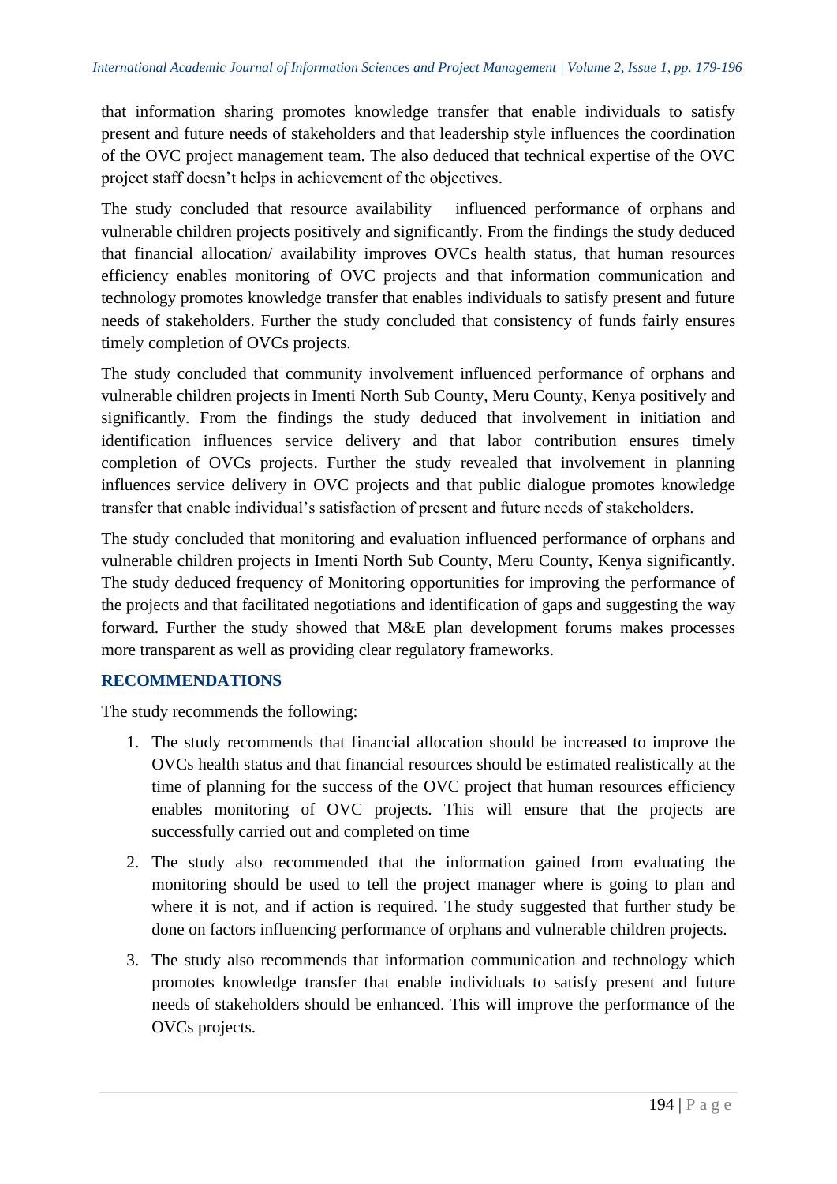that information sharing promotes knowledge transfer that enable individuals to satisfy present and future needs of stakeholders and that leadership style influences the coordination of the OVC project management team. The also deduced that technical expertise of the OVC project staff doesn't helps in achievement of the objectives.

The study concluded that resource availability influenced performance of orphans and vulnerable children projects positively and significantly. From the findings the study deduced that financial allocation/ availability improves OVCs health status, that human resources efficiency enables monitoring of OVC projects and that information communication and technology promotes knowledge transfer that enables individuals to satisfy present and future needs of stakeholders. Further the study concluded that consistency of funds fairly ensures timely completion of OVCs projects.

The study concluded that community involvement influenced performance of orphans and vulnerable children projects in Imenti North Sub County, Meru County, Kenya positively and significantly. From the findings the study deduced that involvement in initiation and identification influences service delivery and that labor contribution ensures timely completion of OVCs projects. Further the study revealed that involvement in planning influences service delivery in OVC projects and that public dialogue promotes knowledge transfer that enable individual's satisfaction of present and future needs of stakeholders.

The study concluded that monitoring and evaluation influenced performance of orphans and vulnerable children projects in Imenti North Sub County, Meru County, Kenya significantly. The study deduced frequency of Monitoring opportunities for improving the performance of the projects and that facilitated negotiations and identification of gaps and suggesting the way forward. Further the study showed that M&E plan development forums makes processes more transparent as well as providing clear regulatory frameworks.

## RECOMMENDATIONS

The study recommends the following:

1. The study recommends that financial allocation should be increased to improve the OVCs health status and that financial resources should be estimated realistically at the time of planning for the success of the OVC project that human resources efficiency enables monitoring of OVC projects. This will ensure that the projects are successfully carried out and completed on time
2. The study also recommended that the information gained from evaluating the monitoring should be used to tell the project manager where is going to plan and where it is not, and if action is required. The study suggested that further study be done on factors influencing performance of orphans and vulnerable children projects.
3. The study also recommends that information communication and technology which promotes knowledge transfer that enable individuals to satisfy present and future needs of stakeholders should be enhanced. This will improve the performance of the OVCs projects.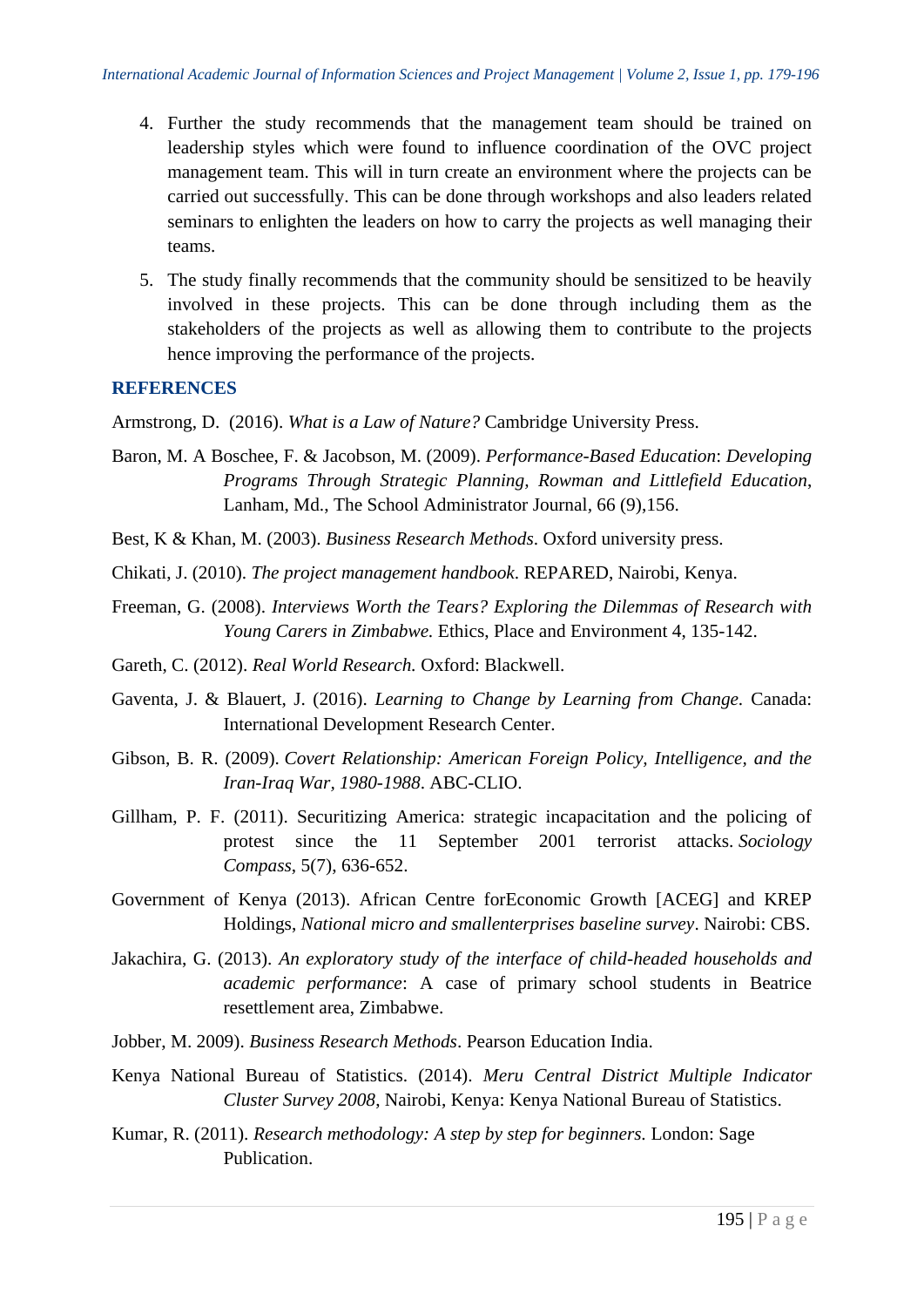4. Further the study recommends that the management team should be trained on leadership styles which were found to influence coordination of the OVC project management team. This will in turn create an environment where the projects can be carried out successfully. This can be done through workshops and also leaders related seminars to enlighten the leaders on how to carry the projects as well managing their teams.
5. The study finally recommends that the community should be sensitized to be heavily involved in these projects. This can be done through including them as the stakeholders of the projects as well as allowing them to contribute to the projects hence improving the performance of the projects.

## REFERENCES

Armstrong, D. (2016). *What is a Law of Nature?* Cambridge University Press.

Baron, M. A Boschee, F. & Jacobson, M. (2009). *Performance-Based Education*: *Developing Programs Through Strategic Planning, Rowman and Littlefield Education*, Lanham, Md., The School Administrator Journal, 66 (9),156.

Best, K & Khan, M. (2003). *Business Research Methods*. Oxford university press.

Chikati, J. (2010). *The project management handbook*. REPARED, Nairobi, Kenya.

Freeman, G. (2008). *Interviews Worth the Tears? Exploring the Dilemmas of Research with Young Carers in Zimbabwe.* Ethics, Place and Environment 4, 135-142.

Gareth, C. (2012). *Real World Research.* Oxford: Blackwell.

Gaventa, J. & Blauert, J. (2016). *Learning to Change by Learning from Change*. Canada: International Development Research Center.

Gibson, B. R. (2009). *Covert Relationship: American Foreign Policy, Intelligence, and the Iran-Iraq War, 1980-1988*. ABC-CLIO.

Gillham, P. F. (2011). Securitizing America: strategic incapacitation and the policing of protest since the 11 September 2001 terrorist attacks. *Sociology Compass*, 5(7), 636-652.

Government of Kenya (2013). African Centre forEconomic Growth [ACEG] and KREP Holdings, *National micro and smallenterprises baseline survey*. Nairobi: CBS.

Jakachira, G. (2013). *An exploratory study of the interface of child-headed households and academic performance*: A case of primary school students in Beatrice resettlement area, Zimbabwe.

Jobber, M. 2009). *Business Research Methods*. Pearson Education India.

Kenya National Bureau of Statistics. (2014). *Meru Central District Multiple Indicator Cluster Survey 2008*, Nairobi, Kenya: Kenya National Bureau of Statistics.

Kumar, R. (2011). *Research methodology: A step by step for beginners*. London: Sage Publication.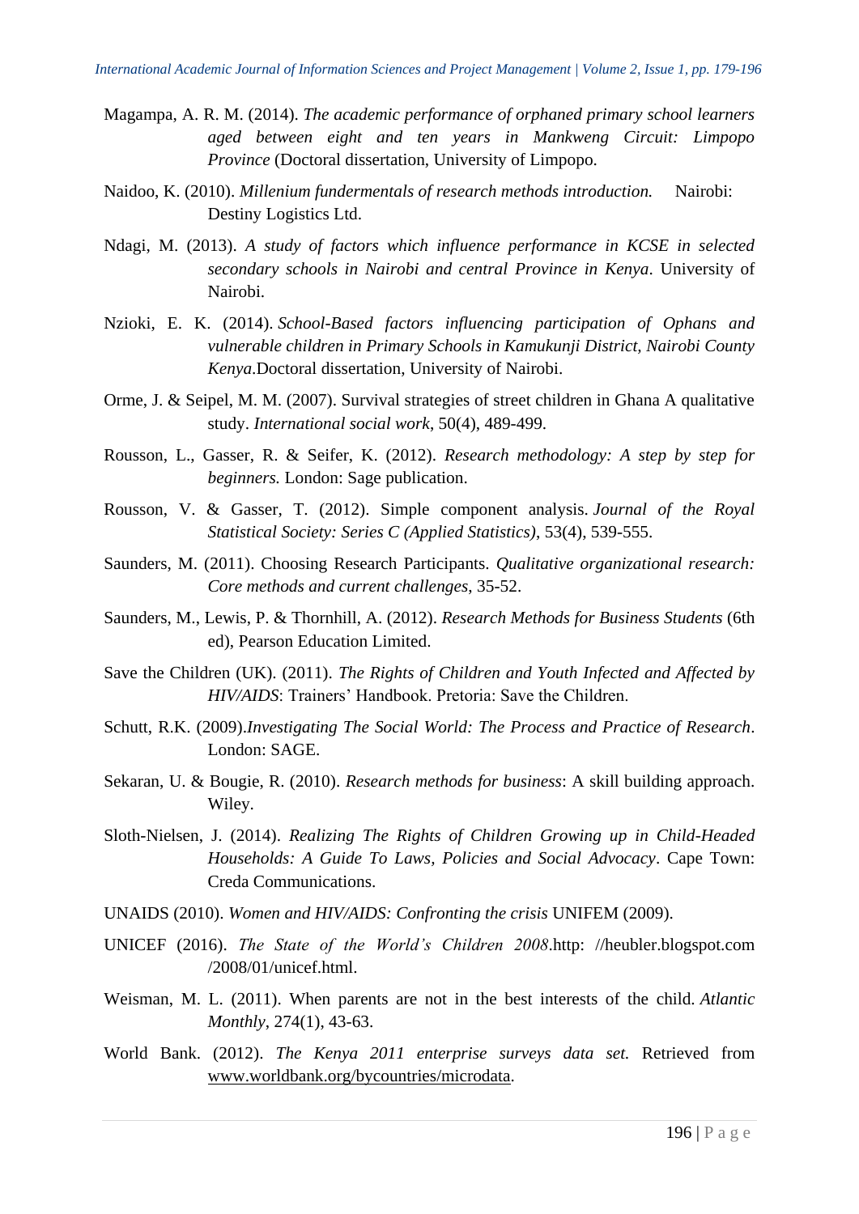Magampa, A. R. M. (2014). *The academic performance of orphaned primary school learners aged between eight and ten years in Mankweng Circuit: Limpopo Province* (Doctoral dissertation, University of Limpopo.

Naidoo, K. (2010). *Millenium fundermentals of research methods introduction.* Nairobi: Destiny Logistics Ltd.

Ndagi, M. (2013). *A study of factors which influence performance in KCSE in selected secondary schools in Nairobi and central Province in Kenya*. University of Nairobi.

Nzioki, E. K. (2014). *School-Based factors influencing participation of Ophans and vulnerable children in Primary Schools in Kamukunji District, Nairobi County Kenya*.Doctoral dissertation, University of Nairobi.

Orme, J. & Seipel, M. M. (2007). Survival strategies of street children in Ghana A qualitative study. *International social work*, 50(4), 489-499.

Rousson, L., Gasser, R. & Seifer, K. (2012). *Research methodology: A step by step for beginners.* London: Sage publication.

Rousson, V. & Gasser, T. (2012). Simple component analysis. *Journal of the Royal Statistical Society: Series C (Applied Statistics)*, 53(4), 539-555.

Saunders, M. (2011). Choosing Research Participants. *Qualitative organizational research: Core methods and current challenges*, 35-52.

Saunders, M., Lewis, P. & Thornhill, A. (2012). *Research Methods for Business Students* (6th ed), Pearson Education Limited.

Save the Children (UK). (2011). *The Rights of Children and Youth Infected and Affected by HIV/AIDS*: Trainers' Handbook. Pretoria: Save the Children.

Schutt, R.K. (2009).*Investigating The Social World: The Process and Practice of Research*. London: SAGE.

Sekaran, U. & Bougie, R. (2010). *Research methods for business*: A skill building approach. Wiley.

Sloth-Nielsen, J. (2014). *Realizing The Rights of Children Growing up in Child-Headed Households: A Guide To Laws, Policies and Social Advocacy*. Cape Town: Creda Communications.

UNAIDS (2010). *Women and HIV/AIDS: Confronting the crisis* UNIFEM (2009).

UNICEF (2016). *The State of the World's Children 2008*.http: //heubler.blogspot.com /2008/01/unicef.html.

Weisman, M. L. (2011). When parents are not in the best interests of the child. *Atlantic Monthly*, 274(1), 43-63.

World Bank. (2012). *The Kenya 2011 enterprise surveys data set.* Retrieved from www.worldbank.org/bycountries/microdata.